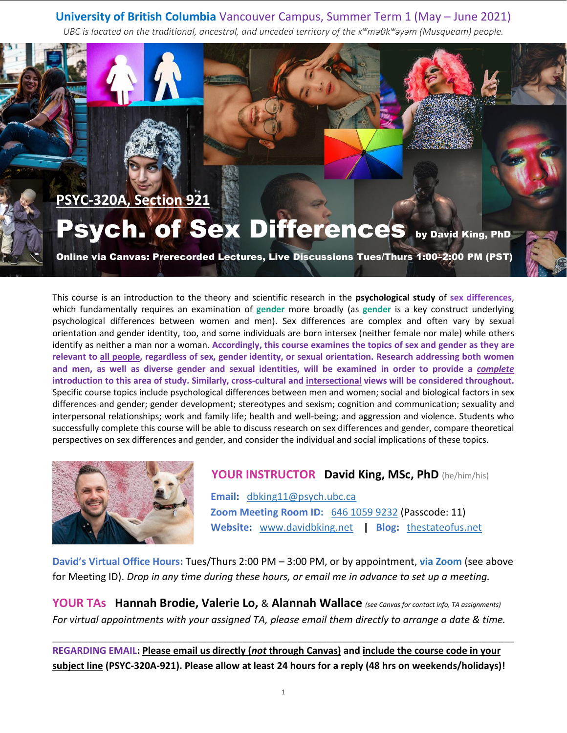**University of British Columbia** Vancouver Campus, Summer Term 1 (May – June 2021)

*UBC is located on the traditional, ancestral, and unceded territory of the xʷməθkʷəy̓əm (Musqueam) people.*

## PSYC-320A, Section 921

# Psych. of Sex Differences by David King, PhD

**Online via Canvas: Prerecorded Lectures, Live Discussions Tues/Thurs 1:00–2:00 PM (PST)**

This course is an introduction to the theory and scientific research in the **psychological study** of **sex differences**, which fundamentally requires an examination of **gender** more broadly (as **gender** is a key construct underlying psychological differences between women and men). Sex differences are complex and often vary by sexual orientation and gender identity, too, and some individuals are born intersex (neither female nor male) while others identify as neither a man nor a woman. **Accordingly, this course examines the topics of sex and gender as they are relevant to all people, regardless of sex, gender identity, or sexual orientation. Research addressing both women and men, as well as diverse gender and sexual identities, will be examined in order to provide a *complete* introduction to this area of study. Similarly, cross-cultural and intersectional views will be considered throughout.** Specific course topics include psychological differences between men and women; social and biological factors in sex differences and gender; gender development; stereotypes and sexism; cognition and communication; sexuality and interpersonal relationships; work and family life; health and well-being; and aggression and violence. Students who successfully complete this course will be able to discuss research on sex differences and gender, compare theoretical perspectives on sex differences and gender, and consider the individual and social implications of these topics.

**YOUR INSTRUCTOR** **David King, MSc, PhD** (he/him/his)

**Email:** dbking11@psych.ubc.ca

**Zoom Meeting Room ID:** 646 1059 9232 (Passcode: 11)

**Website:** www.davidbking.net | **Blog:** thestateofus.net

**David's Virtual Office Hours:** Tues/Thurs 2:00 PM – 3:00 PM, or by appointment, **via Zoom** (see above for Meeting ID). *Drop in any time during these hours, or email me in advance to set up a meeting.*

**YOUR TAs** **Hannah Brodie, Valerie Lo,** & **Alannah Wallace** *(see Canvas for contact info, TA assignments)*

*For virtual appointments with your assigned TA, please email them directly to arrange a date & time.*

---

**REGARDING EMAIL: Please email us directly (*not* through Canvas) and include the course code in your subject line (PSYC-320A-921). Please allow at least 24 hours for a reply (48 hrs on weekends/holidays)!**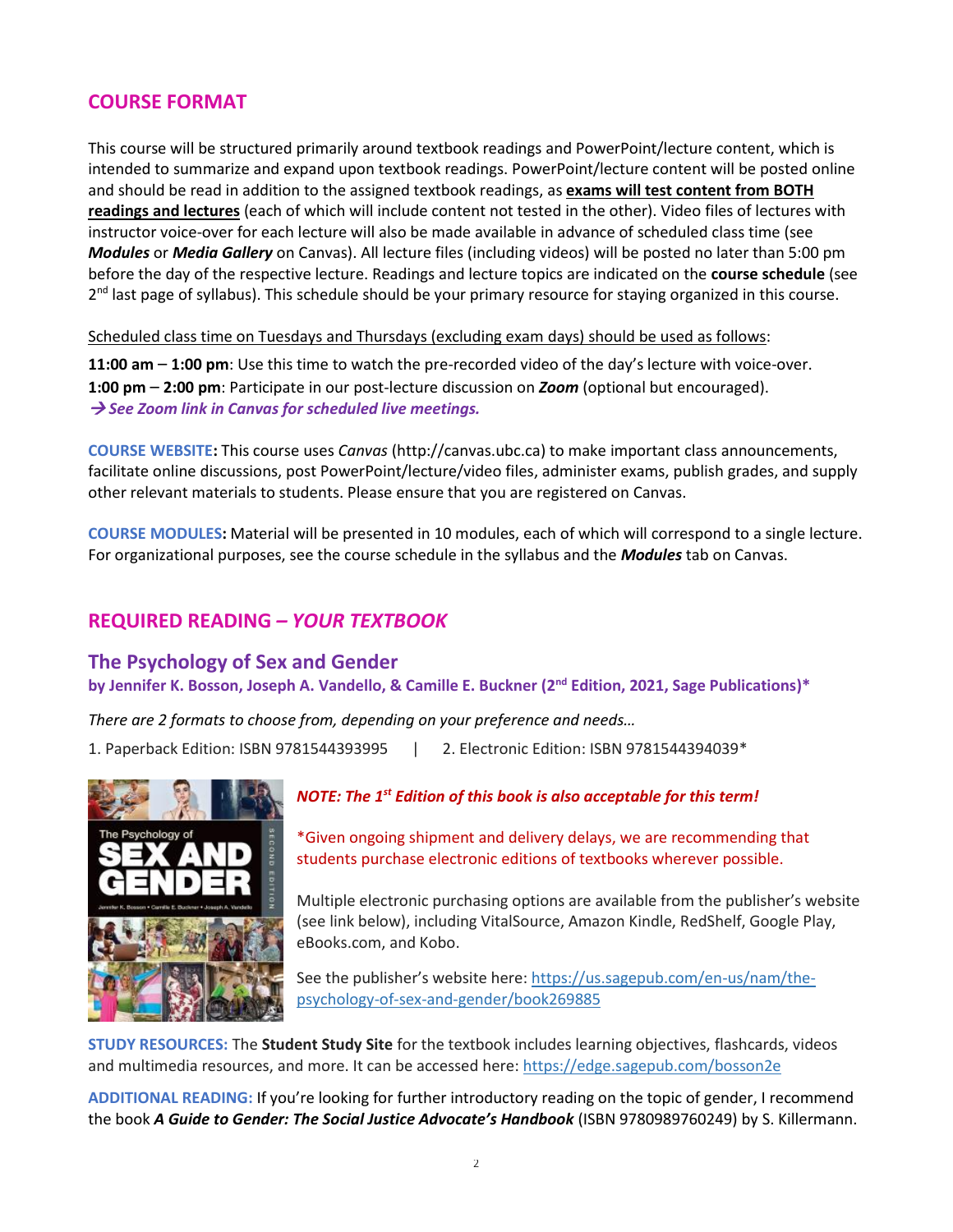## COURSE FORMAT

This course will be structured primarily around textbook readings and PowerPoint/lecture content, which is intended to summarize and expand upon textbook readings. PowerPoint/lecture content will be posted online and should be read in addition to the assigned textbook readings, as **exams will test content from BOTH readings and lectures** (each of which will include content not tested in the other). Video files of lectures with instructor voice-over for each lecture will also be made available in advance of scheduled class time (see ***Modules*** or ***Media Gallery*** on Canvas). All lecture files (including videos) will be posted no later than 5:00 pm before the day of the respective lecture. Readings and lecture topics are indicated on the **course schedule** (see 2nd last page of syllabus). This schedule should be your primary resource for staying organized in this course.

Scheduled class time on Tuesdays and Thursdays (excluding exam days) should be used as follows:

**11:00 am – 1:00 pm**: Use this time to watch the pre-recorded video of the day's lecture with voice-over.
**1:00 pm – 2:00 pm**: Participate in our post-lecture discussion on ***Zoom*** (optional but encouraged).
***→ See Zoom link in Canvas for scheduled live meetings.***

**COURSE WEBSITE:** This course uses *Canvas* (http://canvas.ubc.ca) to make important class announcements, facilitate online discussions, post PowerPoint/lecture/video files, administer exams, publish grades, and supply other relevant materials to students. Please ensure that you are registered on Canvas.

**COURSE MODULES:** Material will be presented in 10 modules, each of which will correspond to a single lecture. For organizational purposes, see the course schedule in the syllabus and the ***Modules*** tab on Canvas.

## REQUIRED READING – *YOUR TEXTBOOK*

### The Psychology of Sex and Gender

**by Jennifer K. Bosson, Joseph A. Vandello, & Camille E. Buckner (2nd Edition, 2021, Sage Publications)***

*There are 2 formats to choose from, depending on your preference and needs…*

1. Paperback Edition: ISBN 9781544393995 | 2. Electronic Edition: ISBN 9781544394039*

***NOTE: The 1st Edition of this book is also acceptable for this term!***

*Given ongoing shipment and delivery delays, we are recommending that students purchase electronic editions of textbooks wherever possible.

Multiple electronic purchasing options are available from the publisher's website (see link below), including VitalSource, Amazon Kindle, RedShelf, Google Play, eBooks.com, and Kobo.

See the publisher's website here: https://us.sagepub.com/en-us/nam/the-psychology-of-sex-and-gender/book269885

**STUDY RESOURCES:** The **Student Study Site** for the textbook includes learning objectives, flashcards, videos and multimedia resources, and more. It can be accessed here: https://edge.sagepub.com/bosson2e

**ADDITIONAL READING:** If you're looking for further introductory reading on the topic of gender, I recommend the book ***A Guide to Gender: The Social Justice Advocate's Handbook*** (ISBN 9780989760249) by S. Killermann.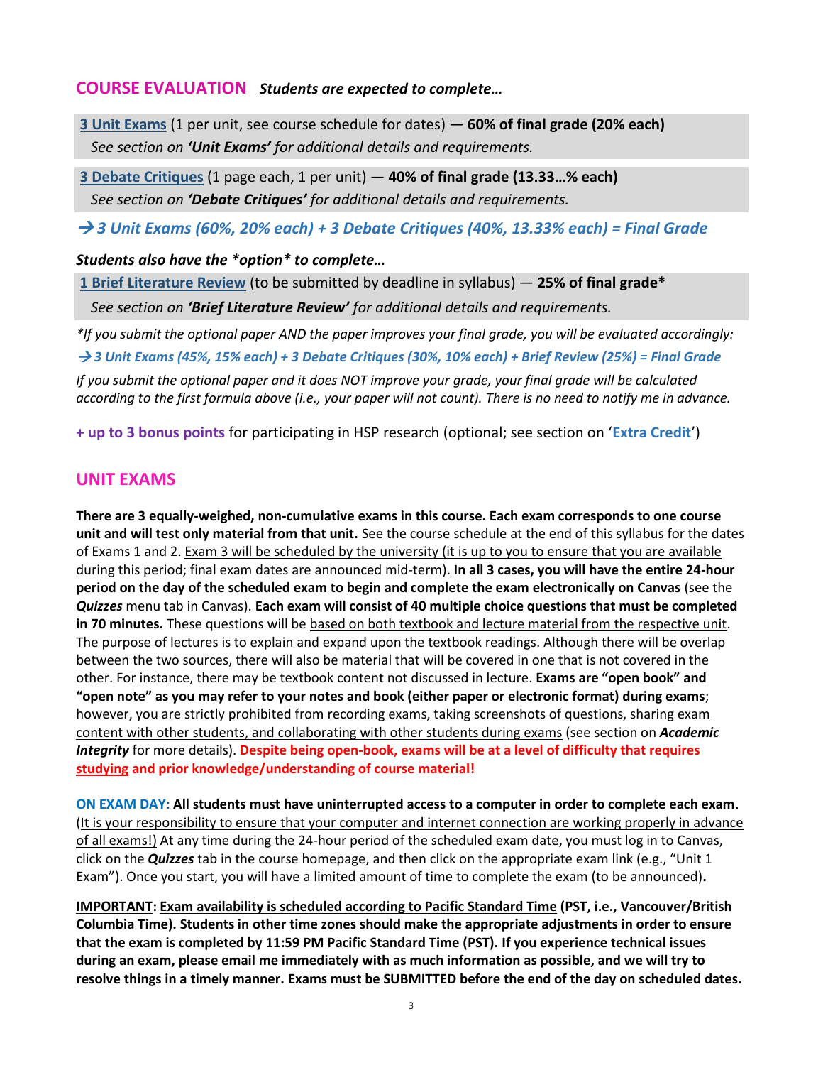## COURSE EVALUATION *Students are expected to complete…*

**3 Unit Exams** (1 per unit, see course schedule for dates) — **60% of final grade (20% each)**
*See section on **'Unit Exams'** for additional details and requirements.*

**3 Debate Critiques** (1 page each, 1 per unit) — **40% of final grade (13.33…% each)**
*See section on **'Debate Critiques'** for additional details and requirements.*

***→ 3 Unit Exams (60%, 20% each) + 3 Debate Critiques (40%, 13.33% each) = Final Grade***

***Students also have the \*option\* to complete…***

**1 Brief Literature Review** (to be submitted by deadline in syllabus) — **25% of final grade***
*See section on **'Brief Literature Review'** for additional details and requirements.*

**If you submit the optional paper AND the paper improves your final grade, you will be evaluated accordingly:*

***→ 3 Unit Exams (45%, 15% each) + 3 Debate Critiques (30%, 10% each) + Brief Review (25%) = Final Grade***

*If you submit the optional paper and it does NOT improve your grade, your final grade will be calculated according to the first formula above (i.e., your paper will not count). There is no need to notify me in advance.*

**+ up to 3 bonus points** for participating in HSP research (optional; see section on '**Extra Credit**')

## UNIT EXAMS

**There are 3 equally-weighed, non-cumulative exams in this course. Each exam corresponds to one course unit and will test only material from that unit.** See the course schedule at the end of this syllabus for the dates of Exams 1 and 2. Exam 3 will be scheduled by the university (it is up to you to ensure that you are available during this period; final exam dates are announced mid-term). **In all 3 cases, you will have the entire 24-hour period on the day of the scheduled exam to begin and complete the exam electronically on Canvas** (see the ***Quizzes*** menu tab in Canvas). **Each exam will consist of 40 multiple choice questions that must be completed in 70 minutes.** These questions will be based on both textbook and lecture material from the respective unit. The purpose of lectures is to explain and expand upon the textbook readings. Although there will be overlap between the two sources, there will also be material that will be covered in one that is not covered in the other. For instance, there may be textbook content not discussed in lecture. **Exams are "open book" and "open note" as you may refer to your notes and book (either paper or electronic format) during exams**; however, you are strictly prohibited from recording exams, taking screenshots of questions, sharing exam content with other students, and collaborating with other students during exams (see section on ***Academic Integrity*** for more details). **Despite being open-book, exams will be at a level of difficulty that requires studying and prior knowledge/understanding of course material!**

**ON EXAM DAY: All students must have uninterrupted access to a computer in order to complete each exam.** (It is your responsibility to ensure that your computer and internet connection are working properly in advance of all exams!) At any time during the 24-hour period of the scheduled exam date, you must log in to Canvas, click on the ***Quizzes*** tab in the course homepage, and then click on the appropriate exam link (e.g., "Unit 1 Exam"). Once you start, you will have a limited amount of time to complete the exam (to be announced)**.**

**IMPORTANT: Exam availability is scheduled according to Pacific Standard Time (PST, i.e., Vancouver/British Columbia Time). Students in other time zones should make the appropriate adjustments in order to ensure that the exam is completed by 11:59 PM Pacific Standard Time (PST). If you experience technical issues during an exam, please email me immediately with as much information as possible, and we will try to resolve things in a timely manner. Exams must be SUBMITTED before the end of the day on scheduled dates.**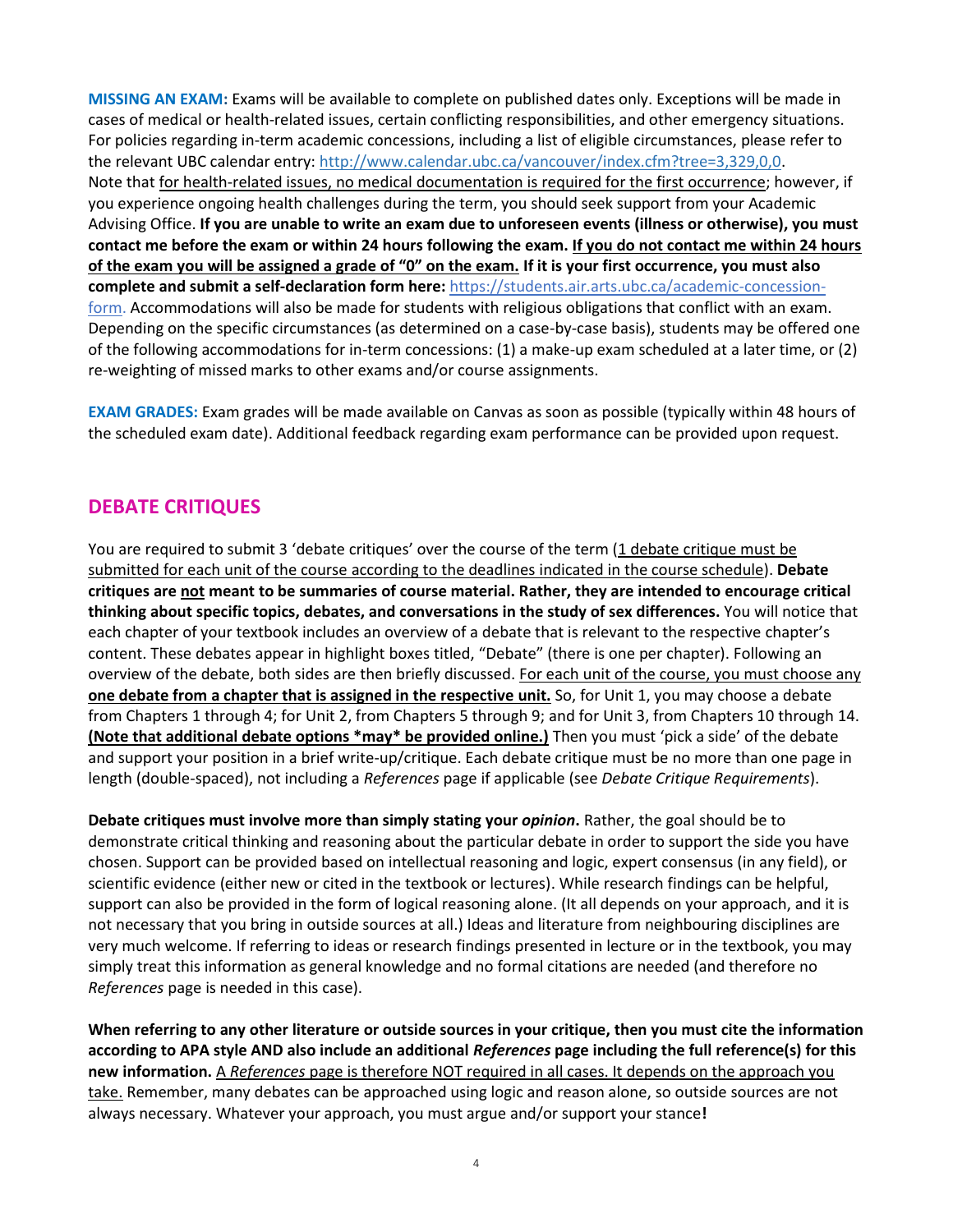**MISSING AN EXAM:** Exams will be available to complete on published dates only. Exceptions will be made in cases of medical or health-related issues, certain conflicting responsibilities, and other emergency situations. For policies regarding in-term academic concessions, including a list of eligible circumstances, please refer to the relevant UBC calendar entry: http://www.calendar.ubc.ca/vancouver/index.cfm?tree=3,329,0,0. Note that for health-related issues, no medical documentation is required for the first occurrence; however, if you experience ongoing health challenges during the term, you should seek support from your Academic Advising Office. **If you are unable to write an exam due to unforeseen events (illness or otherwise), you must contact me before the exam or within 24 hours following the exam. If you do not contact me within 24 hours of the exam you will be assigned a grade of "0" on the exam. If it is your first occurrence, you must also complete and submit a self-declaration form here:** https://students.air.arts.ubc.ca/academic-concession-form. Accommodations will also be made for students with religious obligations that conflict with an exam. Depending on the specific circumstances (as determined on a case-by-case basis), students may be offered one of the following accommodations for in-term concessions: (1) a make-up exam scheduled at a later time, or (2) re-weighting of missed marks to other exams and/or course assignments.

**EXAM GRADES:** Exam grades will be made available on Canvas as soon as possible (typically within 48 hours of the scheduled exam date). Additional feedback regarding exam performance can be provided upon request.

## DEBATE CRITIQUES

You are required to submit 3 'debate critiques' over the course of the term (1 debate critique must be submitted for each unit of the course according to the deadlines indicated in the course schedule). **Debate critiques are not meant to be summaries of course material. Rather, they are intended to encourage critical thinking about specific topics, debates, and conversations in the study of sex differences.** You will notice that each chapter of your textbook includes an overview of a debate that is relevant to the respective chapter's content. These debates appear in highlight boxes titled, "Debate" (there is one per chapter). Following an overview of the debate, both sides are then briefly discussed. For each unit of the course, you must choose any **one debate from a chapter that is assigned in the respective unit.** So, for Unit 1, you may choose a debate from Chapters 1 through 4; for Unit 2, from Chapters 5 through 9; and for Unit 3, from Chapters 10 through 14. **(Note that additional debate options \*may\* be provided online.)** Then you must 'pick a side' of the debate and support your position in a brief write-up/critique. Each debate critique must be no more than one page in length (double-spaced), not including a *References* page if applicable (see *Debate Critique Requirements*).

**Debate critiques must involve more than simply stating your *opinion*.** Rather, the goal should be to demonstrate critical thinking and reasoning about the particular debate in order to support the side you have chosen. Support can be provided based on intellectual reasoning and logic, expert consensus (in any field), or scientific evidence (either new or cited in the textbook or lectures). While research findings can be helpful, support can also be provided in the form of logical reasoning alone. (It all depends on your approach, and it is not necessary that you bring in outside sources at all.) Ideas and literature from neighbouring disciplines are very much welcome. If referring to ideas or research findings presented in lecture or in the textbook, you may simply treat this information as general knowledge and no formal citations are needed (and therefore no *References* page is needed in this case).

**When referring to any other literature or outside sources in your critique, then you must cite the information according to APA style AND also include an additional *References* page including the full reference(s) for this new information.** A *References* page is therefore NOT required in all cases. It depends on the approach you take. Remember, many debates can be approached using logic and reason alone, so outside sources are not always necessary. Whatever your approach, you must argue and/or support your stance**!**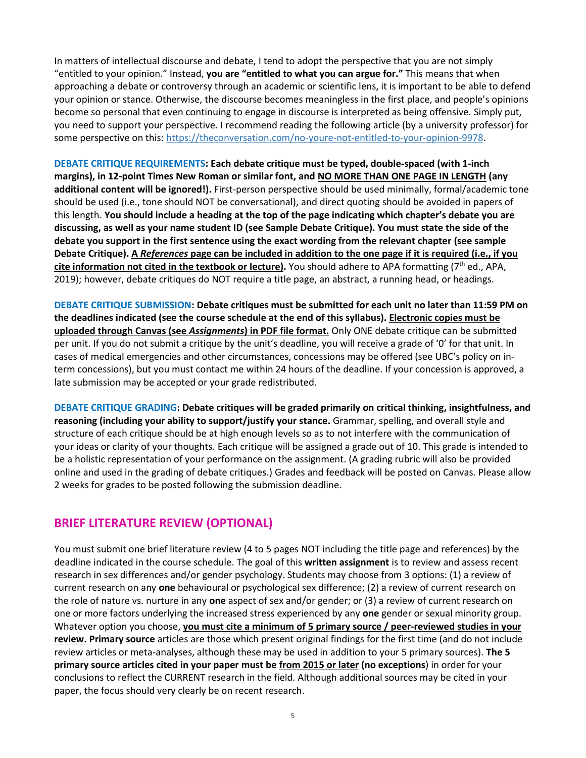In matters of intellectual discourse and debate, I tend to adopt the perspective that you are not simply "entitled to your opinion." Instead, **you are "entitled to what you can argue for."** This means that when approaching a debate or controversy through an academic or scientific lens, it is important to be able to defend your opinion or stance. Otherwise, the discourse becomes meaningless in the first place, and people's opinions become so personal that even continuing to engage in discourse is interpreted as being offensive. Simply put, you need to support your perspective. I recommend reading the following article (by a university professor) for some perspective on this: https://theconversation.com/no-youre-not-entitled-to-your-opinion-9978.

**DEBATE CRITIQUE REQUIREMENTS: Each debate critique must be typed, double-spaced (with 1-inch margins), in 12-point Times New Roman or similar font, and NO MORE THAN ONE PAGE IN LENGTH (any additional content will be ignored!).** First-person perspective should be used minimally, formal/academic tone should be used (i.e., tone should NOT be conversational), and direct quoting should be avoided in papers of this length. **You should include a heading at the top of the page indicating which chapter's debate you are discussing, as well as your name student ID (see Sample Debate Critique). You must state the side of the debate you support in the first sentence using the exact wording from the relevant chapter (see sample Debate Critique). A *References* page can be included in addition to the one page if it is required (i.e., if you cite information not cited in the textbook or lecture).** You should adhere to APA formatting (7th ed., APA, 2019); however, debate critiques do NOT require a title page, an abstract, a running head, or headings.

**DEBATE CRITIQUE SUBMISSION: Debate critiques must be submitted for each unit no later than 11:59 PM on the deadlines indicated (see the course schedule at the end of this syllabus). Electronic copies must be uploaded through Canvas (see *Assignments*) in PDF file format.** Only ONE debate critique can be submitted per unit. If you do not submit a critique by the unit's deadline, you will receive a grade of '0' for that unit. In cases of medical emergencies and other circumstances, concessions may be offered (see UBC's policy on in-term concessions), but you must contact me within 24 hours of the deadline. If your concession is approved, a late submission may be accepted or your grade redistributed.

**DEBATE CRITIQUE GRADING: Debate critiques will be graded primarily on critical thinking, insightfulness, and reasoning (including your ability to support/justify your stance.** Grammar, spelling, and overall style and structure of each critique should be at high enough levels so as to not interfere with the communication of your ideas or clarity of your thoughts. Each critique will be assigned a grade out of 10. This grade is intended to be a holistic representation of your performance on the assignment. (A grading rubric will also be provided online and used in the grading of debate critiques.) Grades and feedback will be posted on Canvas. Please allow 2 weeks for grades to be posted following the submission deadline.

## BRIEF LITERATURE REVIEW (OPTIONAL)

You must submit one brief literature review (4 to 5 pages NOT including the title page and references) by the deadline indicated in the course schedule. The goal of this **written assignment** is to review and assess recent research in sex differences and/or gender psychology. Students may choose from 3 options: (1) a review of current research on any **one** behavioural or psychological sex difference; (2) a review of current research on the role of nature vs. nurture in any **one** aspect of sex and/or gender; or (3) a review of current research on one or more factors underlying the increased stress experienced by any **one** gender or sexual minority group. Whatever option you choose, **you must cite a minimum of 5 primary source / peer-reviewed studies in your review. Primary source** articles are those which present original findings for the first time (and do not include review articles or meta-analyses, although these may be used in addition to your 5 primary sources). **The 5 primary source articles cited in your paper must be from 2015 or later (no exceptions**) in order for your conclusions to reflect the CURRENT research in the field. Although additional sources may be cited in your paper, the focus should very clearly be on recent research.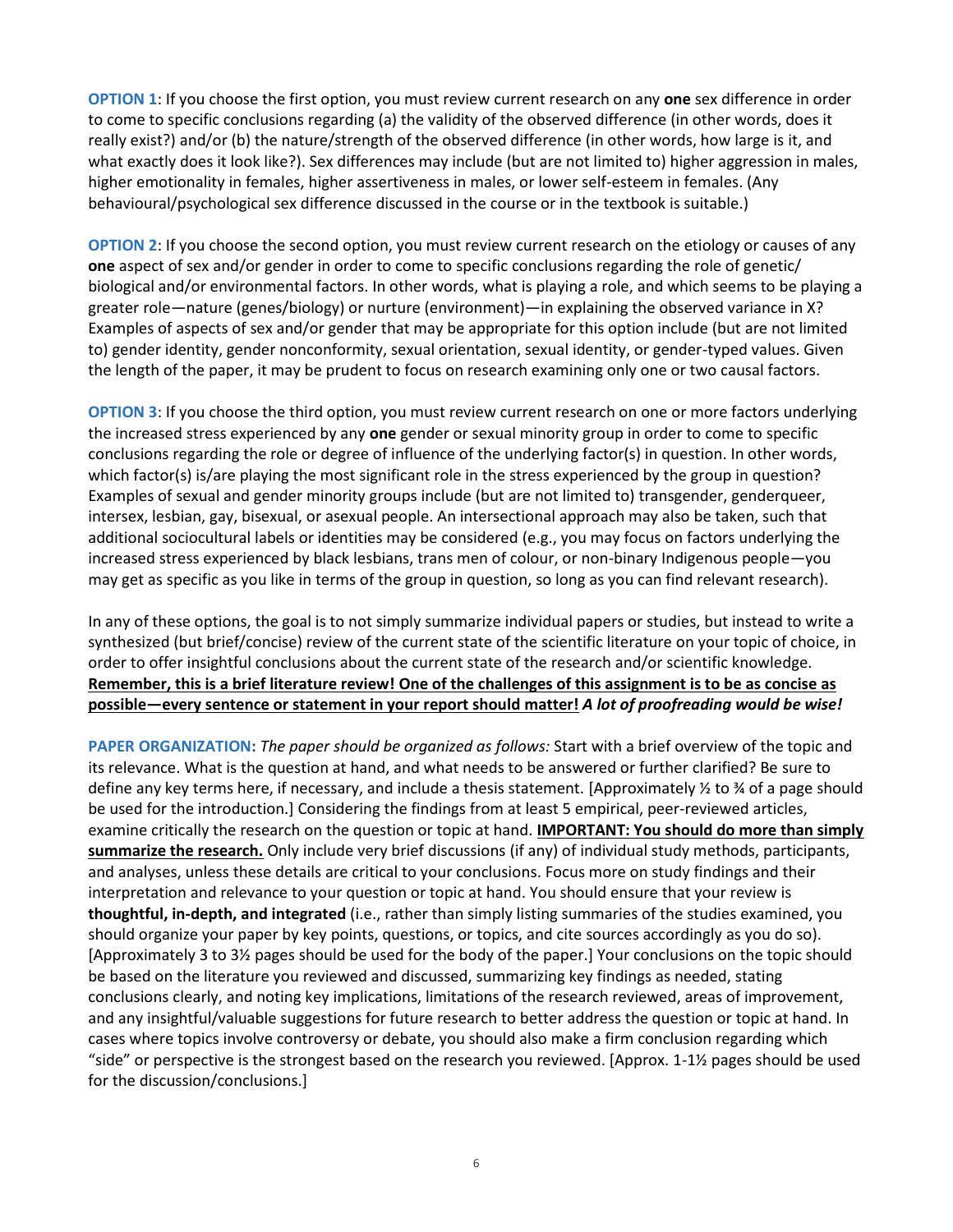**OPTION 1**: If you choose the first option, you must review current research on any **one** sex difference in order to come to specific conclusions regarding (a) the validity of the observed difference (in other words, does it really exist?) and/or (b) the nature/strength of the observed difference (in other words, how large is it, and what exactly does it look like?). Sex differences may include (but are not limited to) higher aggression in males, higher emotionality in females, higher assertiveness in males, or lower self-esteem in females. (Any behavioural/psychological sex difference discussed in the course or in the textbook is suitable.)

**OPTION 2**: If you choose the second option, you must review current research on the etiology or causes of any **one** aspect of sex and/or gender in order to come to specific conclusions regarding the role of genetic/biological and/or environmental factors. In other words, what is playing a role, and which seems to be playing a greater role—nature (genes/biology) or nurture (environment)—in explaining the observed variance in X? Examples of aspects of sex and/or gender that may be appropriate for this option include (but are not limited to) gender identity, gender nonconformity, sexual orientation, sexual identity, or gender-typed values. Given the length of the paper, it may be prudent to focus on research examining only one or two causal factors.

**OPTION 3**: If you choose the third option, you must review current research on one or more factors underlying the increased stress experienced by any **one** gender or sexual minority group in order to come to specific conclusions regarding the role or degree of influence of the underlying factor(s) in question. In other words, which factor(s) is/are playing the most significant role in the stress experienced by the group in question? Examples of sexual and gender minority groups include (but are not limited to) transgender, genderqueer, intersex, lesbian, gay, bisexual, or asexual people. An intersectional approach may also be taken, such that additional sociocultural labels or identities may be considered (e.g., you may focus on factors underlying the increased stress experienced by black lesbians, trans men of colour, or non-binary Indigenous people—you may get as specific as you like in terms of the group in question, so long as you can find relevant research).

In any of these options, the goal is to not simply summarize individual papers or studies, but instead to write a synthesized (but brief/concise) review of the current state of the scientific literature on your topic of choice, in order to offer insightful conclusions about the current state of the research and/or scientific knowledge. **Remember, this is a brief literature review! One of the challenges of this assignment is to be as concise as possible—every sentence or statement in your report should matter!** ***A lot of proofreading would be wise!***

**PAPER ORGANIZATION:** *The paper should be organized as follows:* Start with a brief overview of the topic and its relevance. What is the question at hand, and what needs to be answered or further clarified? Be sure to define any key terms here, if necessary, and include a thesis statement. [Approximately ½ to ¾ of a page should be used for the introduction.] Considering the findings from at least 5 empirical, peer-reviewed articles, examine critically the research on the question or topic at hand. **IMPORTANT: You should do more than simply summarize the research.** Only include very brief discussions (if any) of individual study methods, participants, and analyses, unless these details are critical to your conclusions. Focus more on study findings and their interpretation and relevance to your question or topic at hand. You should ensure that your review is **thoughtful, in-depth, and integrated** (i.e., rather than simply listing summaries of the studies examined, you should organize your paper by key points, questions, or topics, and cite sources accordingly as you do so). [Approximately 3 to 3½ pages should be used for the body of the paper.] Your conclusions on the topic should be based on the literature you reviewed and discussed, summarizing key findings as needed, stating conclusions clearly, and noting key implications, limitations of the research reviewed, areas of improvement, and any insightful/valuable suggestions for future research to better address the question or topic at hand. In cases where topics involve controversy or debate, you should also make a firm conclusion regarding which "side" or perspective is the strongest based on the research you reviewed. [Approx. 1-1½ pages should be used for the discussion/conclusions.]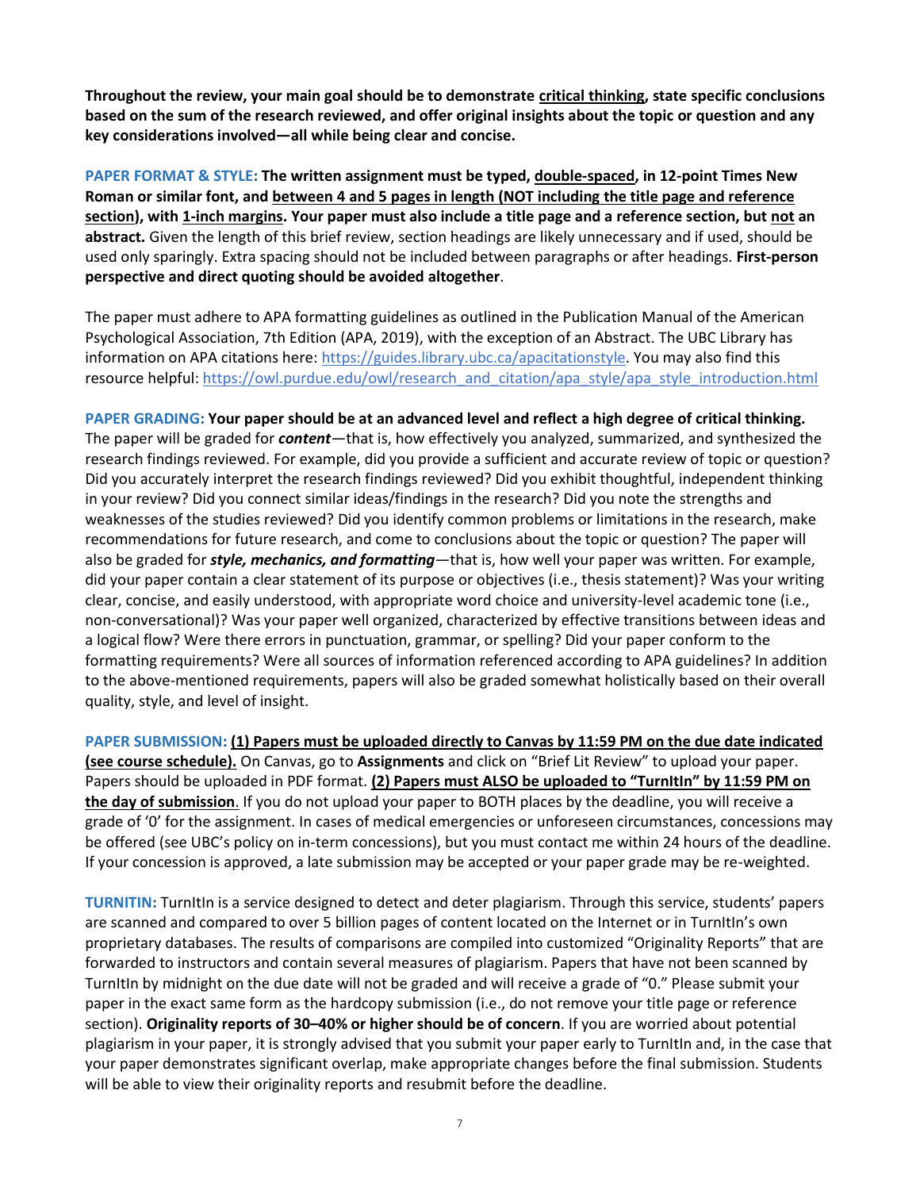**Throughout the review, your main goal should be to demonstrate critical thinking, state specific conclusions based on the sum of the research reviewed, and offer original insights about the topic or question and any key considerations involved—all while being clear and concise.**

**PAPER FORMAT & STYLE:** **The written assignment must be typed, double-spaced, in 12-point Times New Roman or similar font, and between 4 and 5 pages in length (NOT including the title page and reference section), with 1-inch margins. Your paper must also include a title page and a reference section, but not an abstract.** Given the length of this brief review, section headings are likely unnecessary and if used, should be used only sparingly. Extra spacing should not be included between paragraphs or after headings. **First-person perspective and direct quoting should be avoided altogether**.

The paper must adhere to APA formatting guidelines as outlined in the Publication Manual of the American Psychological Association, 7th Edition (APA, 2019), with the exception of an Abstract. The UBC Library has information on APA citations here: https://guides.library.ubc.ca/apacitationstyle. You may also find this resource helpful: https://owl.purdue.edu/owl/research_and_citation/apa_style/apa_style_introduction.html

**PAPER GRADING:** **Your paper should be at an advanced level and reflect a high degree of critical thinking.** The paper will be graded for ***content***—that is, how effectively you analyzed, summarized, and synthesized the research findings reviewed. For example, did you provide a sufficient and accurate review of topic or question? Did you accurately interpret the research findings reviewed? Did you exhibit thoughtful, independent thinking in your review? Did you connect similar ideas/findings in the research? Did you note the strengths and weaknesses of the studies reviewed? Did you identify common problems or limitations in the research, make recommendations for future research, and come to conclusions about the topic or question? The paper will also be graded for ***style, mechanics, and formatting***—that is, how well your paper was written. For example, did your paper contain a clear statement of its purpose or objectives (i.e., thesis statement)? Was your writing clear, concise, and easily understood, with appropriate word choice and university-level academic tone (i.e., non-conversational)? Was your paper well organized, characterized by effective transitions between ideas and a logical flow? Were there errors in punctuation, grammar, or spelling? Did your paper conform to the formatting requirements? Were all sources of information referenced according to APA guidelines? In addition to the above-mentioned requirements, papers will also be graded somewhat holistically based on their overall quality, style, and level of insight.

**PAPER SUBMISSION:** **(1) Papers must be uploaded directly to Canvas by 11:59 PM on the due date indicated (see course schedule).** On Canvas, go to **Assignments** and click on "Brief Lit Review" to upload your paper. Papers should be uploaded in PDF format. **(2) Papers must ALSO be uploaded to "TurnItIn" by 11:59 PM on the day of submission**. If you do not upload your paper to BOTH places by the deadline, you will receive a grade of '0' for the assignment. In cases of medical emergencies or unforeseen circumstances, concessions may be offered (see UBC's policy on in-term concessions), but you must contact me within 24 hours of the deadline. If your concession is approved, a late submission may be accepted or your paper grade may be re-weighted.

**TURNITIN:** TurnItIn is a service designed to detect and deter plagiarism. Through this service, students' papers are scanned and compared to over 5 billion pages of content located on the Internet or in TurnItIn's own proprietary databases. The results of comparisons are compiled into customized "Originality Reports" that are forwarded to instructors and contain several measures of plagiarism. Papers that have not been scanned by TurnItIn by midnight on the due date will not be graded and will receive a grade of "0." Please submit your paper in the exact same form as the hardcopy submission (i.e., do not remove your title page or reference section). **Originality reports of 30–40% or higher should be of concern**. If you are worried about potential plagiarism in your paper, it is strongly advised that you submit your paper early to TurnItIn and, in the case that your paper demonstrates significant overlap, make appropriate changes before the final submission. Students will be able to view their originality reports and resubmit before the deadline.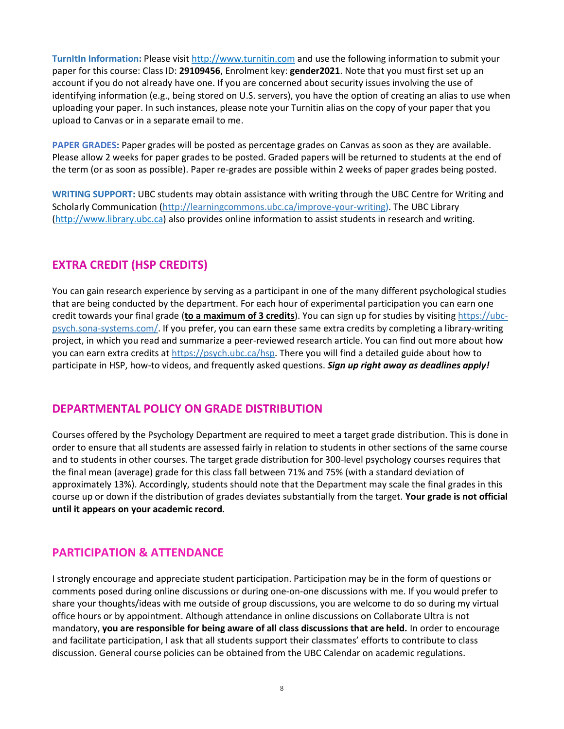**TurnItIn Information:** Please visit http://www.turnitin.com and use the following information to submit your paper for this course: Class ID: **29109456**, Enrolment key: **gender2021**. Note that you must first set up an account if you do not already have one. If you are concerned about security issues involving the use of identifying information (e.g., being stored on U.S. servers), you have the option of creating an alias to use when uploading your paper. In such instances, please note your Turnitin alias on the copy of your paper that you upload to Canvas or in a separate email to me.

**PAPER GRADES:** Paper grades will be posted as percentage grades on Canvas as soon as they are available. Please allow 2 weeks for paper grades to be posted. Graded papers will be returned to students at the end of the term (or as soon as possible). Paper re-grades are possible within 2 weeks of paper grades being posted.

**WRITING SUPPORT:** UBC students may obtain assistance with writing through the UBC Centre for Writing and Scholarly Communication (http://learningcommons.ubc.ca/improve-your-writing). The UBC Library (http://www.library.ubc.ca) also provides online information to assist students in research and writing.

## EXTRA CREDIT (HSP CREDITS)

You can gain research experience by serving as a participant in one of the many different psychological studies that are being conducted by the department. For each hour of experimental participation you can earn one credit towards your final grade (**to a maximum of 3 credits**). You can sign up for studies by visiting https://ubc-psych.sona-systems.com/. If you prefer, you can earn these same extra credits by completing a library-writing project, in which you read and summarize a peer-reviewed research article. You can find out more about how you can earn extra credits at https://psych.ubc.ca/hsp. There you will find a detailed guide about how to participate in HSP, how-to videos, and frequently asked questions. ***Sign up right away as deadlines apply!***

## DEPARTMENTAL POLICY ON GRADE DISTRIBUTION

Courses offered by the Psychology Department are required to meet a target grade distribution. This is done in order to ensure that all students are assessed fairly in relation to students in other sections of the same course and to students in other courses. The target grade distribution for 300-level psychology courses requires that the final mean (average) grade for this class fall between 71% and 75% (with a standard deviation of approximately 13%). Accordingly, students should note that the Department may scale the final grades in this course up or down if the distribution of grades deviates substantially from the target. **Your grade is not official until it appears on your academic record.**

## PARTICIPATION & ATTENDANCE

I strongly encourage and appreciate student participation. Participation may be in the form of questions or comments posed during online discussions or during one-on-one discussions with me. If you would prefer to share your thoughts/ideas with me outside of group discussions, you are welcome to do so during my virtual office hours or by appointment. Although attendance in online discussions on Collaborate Ultra is not mandatory, **you are responsible for being aware of all class discussions that are held.** In order to encourage and facilitate participation, I ask that all students support their classmates' efforts to contribute to class discussion. General course policies can be obtained from the UBC Calendar on academic regulations.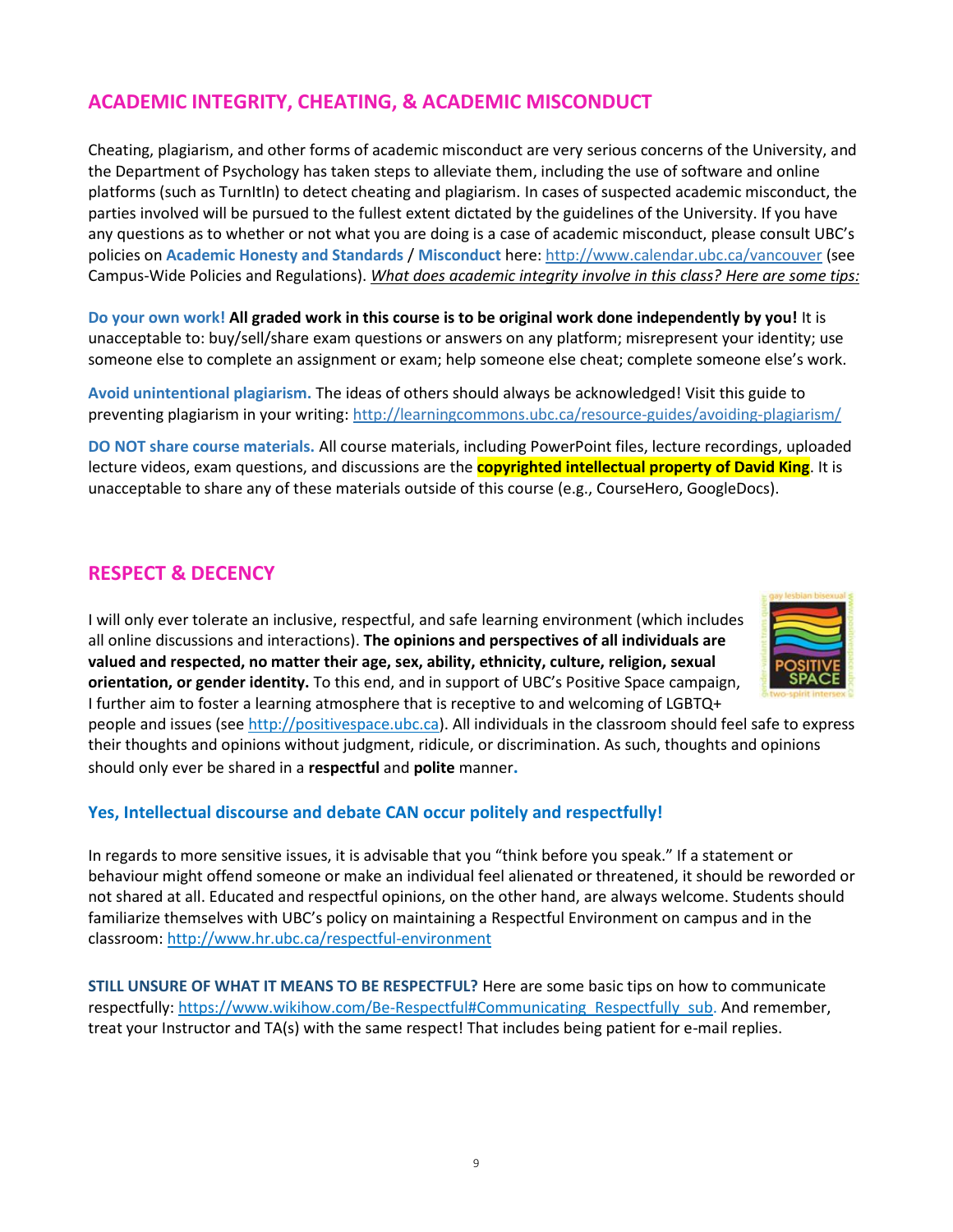## ACADEMIC INTEGRITY, CHEATING, & ACADEMIC MISCONDUCT

Cheating, plagiarism, and other forms of academic misconduct are very serious concerns of the University, and the Department of Psychology has taken steps to alleviate them, including the use of software and online platforms (such as TurnItIn) to detect cheating and plagiarism. In cases of suspected academic misconduct, the parties involved will be pursued to the fullest extent dictated by the guidelines of the University. If you have any questions as to whether or not what you are doing is a case of academic misconduct, please consult UBC's policies on **Academic Honesty and Standards** / **Misconduct** here: http://www.calendar.ubc.ca/vancouver (see Campus-Wide Policies and Regulations). *What does academic integrity involve in this class? Here are some tips:*

**Do your own work!** **All graded work in this course is to be original work done independently by you!** It is unacceptable to: buy/sell/share exam questions or answers on any platform; misrepresent your identity; use someone else to complete an assignment or exam; help someone else cheat; complete someone else's work.

**Avoid unintentional plagiarism.** The ideas of others should always be acknowledged! Visit this guide to preventing plagiarism in your writing: http://learningcommons.ubc.ca/resource-guides/avoiding-plagiarism/

**DO NOT share course materials.** All course materials, including PowerPoint files, lecture recordings, uploaded lecture videos, exam questions, and discussions are the **copyrighted intellectual property of David King**. It is unacceptable to share any of these materials outside of this course (e.g., CourseHero, GoogleDocs).

## RESPECT & DECENCY

I will only ever tolerate an inclusive, respectful, and safe learning environment (which includes all online discussions and interactions). **The opinions and perspectives of all individuals are valued and respected, no matter their age, sex, ability, ethnicity, culture, religion, sexual orientation, or gender identity.** To this end, and in support of UBC's Positive Space campaign, I further aim to foster a learning atmosphere that is receptive to and welcoming of LGBTQ+ people and issues (see http://positivespace.ubc.ca). All individuals in the classroom should feel safe to express their thoughts and opinions without judgment, ridicule, or discrimination. As such, thoughts and opinions should only ever be shared in a **respectful** and **polite** manner.

### Yes, Intellectual discourse and debate CAN occur politely and respectfully!

In regards to more sensitive issues, it is advisable that you "think before you speak." If a statement or behaviour might offend someone or make an individual feel alienated or threatened, it should be reworded or not shared at all. Educated and respectful opinions, on the other hand, are always welcome. Students should familiarize themselves with UBC's policy on maintaining a Respectful Environment on campus and in the classroom: http://www.hr.ubc.ca/respectful-environment

**STILL UNSURE OF WHAT IT MEANS TO BE RESPECTFUL?** Here are some basic tips on how to communicate respectfully: https://www.wikihow.com/Be-Respectful#Communicating_Respectfully_sub. And remember, treat your Instructor and TA(s) with the same respect! That includes being patient for e-mail replies.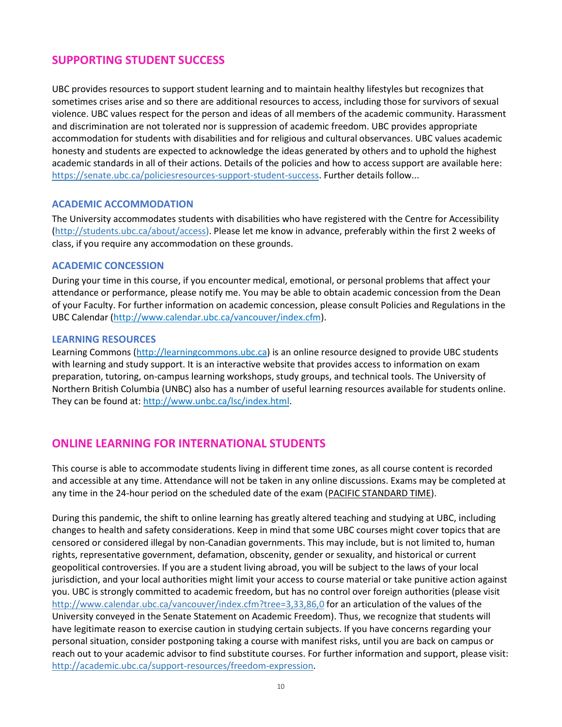## SUPPORTING STUDENT SUCCESS

UBC provides resources to support student learning and to maintain healthy lifestyles but recognizes that sometimes crises arise and so there are additional resources to access, including those for survivors of sexual violence. UBC values respect for the person and ideas of all members of the academic community. Harassment and discrimination are not tolerated nor is suppression of academic freedom. UBC provides appropriate accommodation for students with disabilities and for religious and cultural observances. UBC values academic honesty and students are expected to acknowledge the ideas generated by others and to uphold the highest academic standards in all of their actions. Details of the policies and how to access support are available here: https://senate.ubc.ca/policiesresources-support-student-success. Further details follow...

### ACADEMIC ACCOMMODATION

The University accommodates students with disabilities who have registered with the Centre for Accessibility (http://students.ubc.ca/about/access). Please let me know in advance, preferably within the first 2 weeks of class, if you require any accommodation on these grounds.

### ACADEMIC CONCESSION

During your time in this course, if you encounter medical, emotional, or personal problems that affect your attendance or performance, please notify me. You may be able to obtain academic concession from the Dean of your Faculty. For further information on academic concession, please consult Policies and Regulations in the UBC Calendar (http://www.calendar.ubc.ca/vancouver/index.cfm).

### LEARNING RESOURCES

Learning Commons (http://learningcommons.ubc.ca) is an online resource designed to provide UBC students with learning and study support. It is an interactive website that provides access to information on exam preparation, tutoring, on-campus learning workshops, study groups, and technical tools. The University of Northern British Columbia (UNBC) also has a number of useful learning resources available for students online. They can be found at: http://www.unbc.ca/lsc/index.html.

## ONLINE LEARNING FOR INTERNATIONAL STUDENTS

This course is able to accommodate students living in different time zones, as all course content is recorded and accessible at any time. Attendance will not be taken in any online discussions. Exams may be completed at any time in the 24-hour period on the scheduled date of the exam (PACIFIC STANDARD TIME).

During this pandemic, the shift to online learning has greatly altered teaching and studying at UBC, including changes to health and safety considerations. Keep in mind that some UBC courses might cover topics that are censored or considered illegal by non-Canadian governments. This may include, but is not limited to, human rights, representative government, defamation, obscenity, gender or sexuality, and historical or current geopolitical controversies. If you are a student living abroad, you will be subject to the laws of your local jurisdiction, and your local authorities might limit your access to course material or take punitive action against you. UBC is strongly committed to academic freedom, but has no control over foreign authorities (please visit http://www.calendar.ubc.ca/vancouver/index.cfm?tree=3,33,86,0 for an articulation of the values of the University conveyed in the Senate Statement on Academic Freedom). Thus, we recognize that students will have legitimate reason to exercise caution in studying certain subjects. If you have concerns regarding your personal situation, consider postponing taking a course with manifest risks, until you are back on campus or reach out to your academic advisor to find substitute courses. For further information and support, please visit: http://academic.ubc.ca/support-resources/freedom-expression.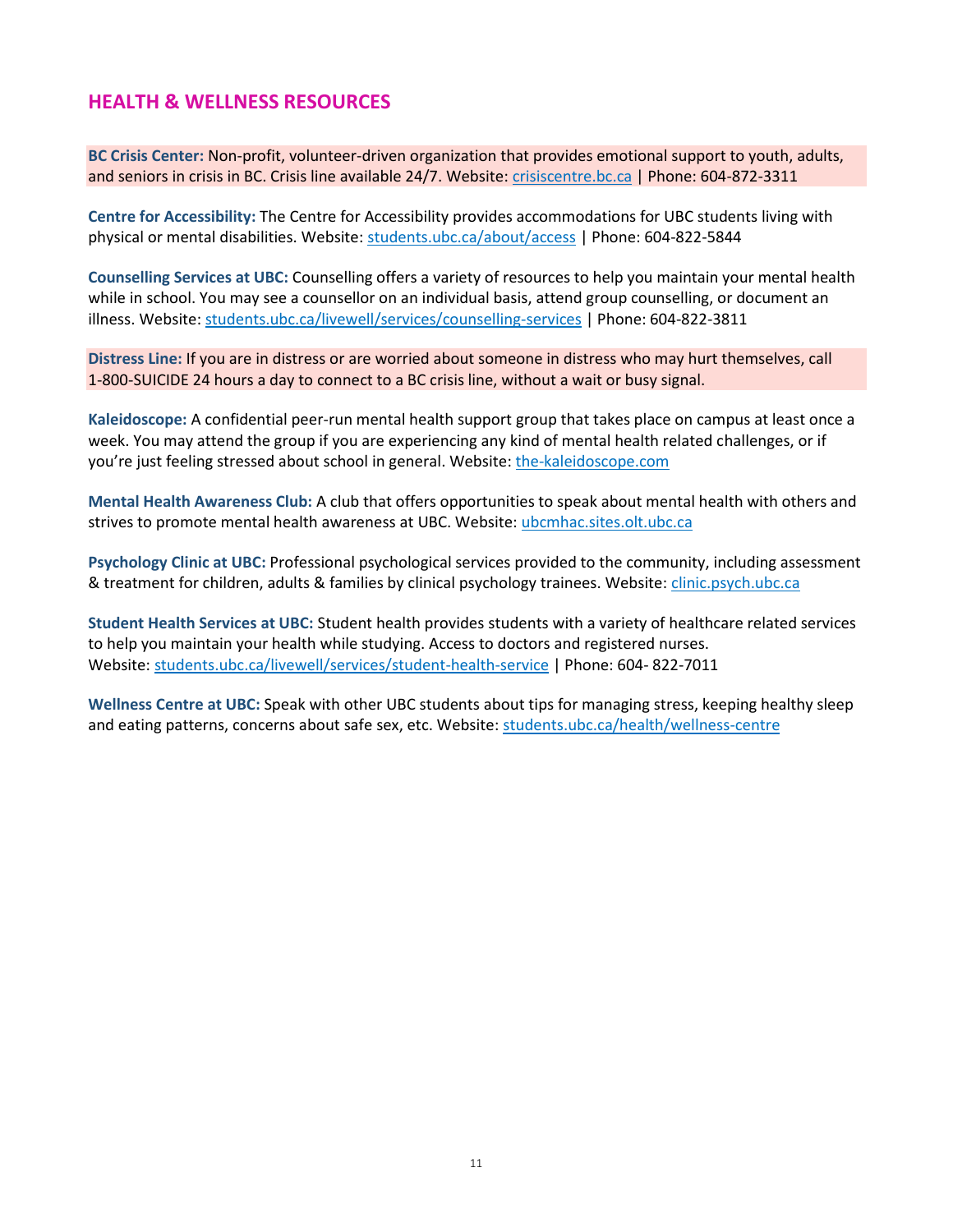## HEALTH & WELLNESS RESOURCES

**BC Crisis Center:** Non-profit, volunteer-driven organization that provides emotional support to youth, adults, and seniors in crisis in BC. Crisis line available 24/7. Website: crisiscentre.bc.ca | Phone: 604-872-3311

**Centre for Accessibility:** The Centre for Accessibility provides accommodations for UBC students living with physical or mental disabilities. Website: students.ubc.ca/about/access | Phone: 604-822-5844

**Counselling Services at UBC:** Counselling offers a variety of resources to help you maintain your mental health while in school. You may see a counsellor on an individual basis, attend group counselling, or document an illness. Website: students.ubc.ca/livewell/services/counselling-services | Phone: 604-822-3811

**Distress Line:** If you are in distress or are worried about someone in distress who may hurt themselves, call 1-800-SUICIDE 24 hours a day to connect to a BC crisis line, without a wait or busy signal.

**Kaleidoscope:** A confidential peer-run mental health support group that takes place on campus at least once a week. You may attend the group if you are experiencing any kind of mental health related challenges, or if you're just feeling stressed about school in general. Website: the-kaleidoscope.com

**Mental Health Awareness Club:** A club that offers opportunities to speak about mental health with others and strives to promote mental health awareness at UBC. Website: ubcmhac.sites.olt.ubc.ca

**Psychology Clinic at UBC:** Professional psychological services provided to the community, including assessment & treatment for children, adults & families by clinical psychology trainees. Website: clinic.psych.ubc.ca

**Student Health Services at UBC:** Student health provides students with a variety of healthcare related services to help you maintain your health while studying. Access to doctors and registered nurses.
Website: students.ubc.ca/livewell/services/student-health-service | Phone: 604- 822-7011

**Wellness Centre at UBC:** Speak with other UBC students about tips for managing stress, keeping healthy sleep and eating patterns, concerns about safe sex, etc. Website: students.ubc.ca/health/wellness-centre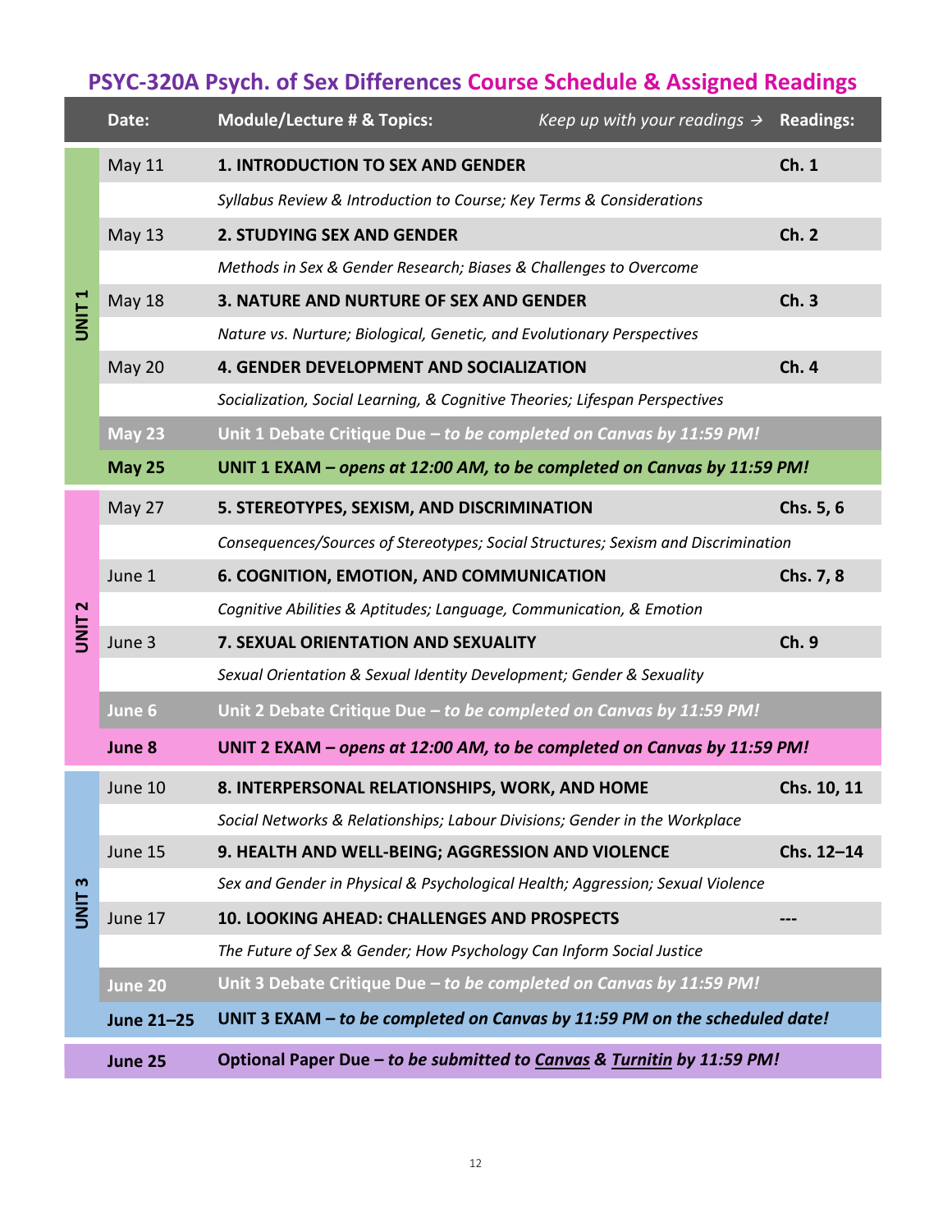# PSYC-320A Psych. of Sex Differences Course Schedule & Assigned Readings

| | Date: | Module/Lecture # & Topics: *Keep up with your readings →* | Readings: |
|---|---|---|---|
| **UNIT 1** | May 11 | **1. INTRODUCTION TO SEX AND GENDER** | **Ch. 1** |
| | | *Syllabus Review & Introduction to Course; Key Terms & Considerations* | |
| | May 13 | **2. STUDYING SEX AND GENDER** | **Ch. 2** |
| | | *Methods in Sex & Gender Research; Biases & Challenges to Overcome* | |
| | May 18 | **3. NATURE AND NURTURE OF SEX AND GENDER** | **Ch. 3** |
| | | *Nature vs. Nurture; Biological, Genetic, and Evolutionary Perspectives* | |
| | May 20 | **4. GENDER DEVELOPMENT AND SOCIALIZATION** | **Ch. 4** |
| | | *Socialization, Social Learning, & Cognitive Theories; Lifespan Perspectives* | |
| | **May 23** | **Unit 1 Debate Critique Due – *to be completed on Canvas by 11:59 PM!*** | |
| | **May 25** | **UNIT 1 EXAM – *opens at 12:00 AM, to be completed on Canvas by 11:59 PM!*** | |
| **UNIT 2** | May 27 | **5. STEREOTYPES, SEXISM, AND DISCRIMINATION** | **Chs. 5, 6** |
| | | *Consequences/Sources of Stereotypes; Social Structures; Sexism and Discrimination* | |
| | June 1 | **6. COGNITION, EMOTION, AND COMMUNICATION** | **Chs. 7, 8** |
| | | *Cognitive Abilities & Aptitudes; Language, Communication, & Emotion* | |
| | June 3 | **7. SEXUAL ORIENTATION AND SEXUALITY** | **Ch. 9** |
| | | *Sexual Orientation & Sexual Identity Development; Gender & Sexuality* | |
| | **June 6** | **Unit 2 Debate Critique Due – *to be completed on Canvas by 11:59 PM!*** | |
| | **June 8** | **UNIT 2 EXAM – *opens at 12:00 AM, to be completed on Canvas by 11:59 PM!*** | |
| **UNIT 3** | June 10 | **8. INTERPERSONAL RELATIONSHIPS, WORK, AND HOME** | **Chs. 10, 11** |
| | | *Social Networks & Relationships; Labour Divisions; Gender in the Workplace* | |
| | June 15 | **9. HEALTH AND WELL-BEING; AGGRESSION AND VIOLENCE** | **Chs. 12–14** |
| | | *Sex and Gender in Physical & Psychological Health; Aggression; Sexual Violence* | |
| | June 17 | **10. LOOKING AHEAD: CHALLENGES AND PROSPECTS** | **---** |
| | | *The Future of Sex & Gender; How Psychology Can Inform Social Justice* | |
| | **June 20** | **Unit 3 Debate Critique Due – *to be completed on Canvas by 11:59 PM!*** | |
| | **June 21–25** | **UNIT 3 EXAM – *to be completed on Canvas by 11:59 PM on the scheduled date!*** | |
| | **June 25** | **Optional Paper Due – *to be submitted to Canvas & Turnitin by 11:59 PM!*** | |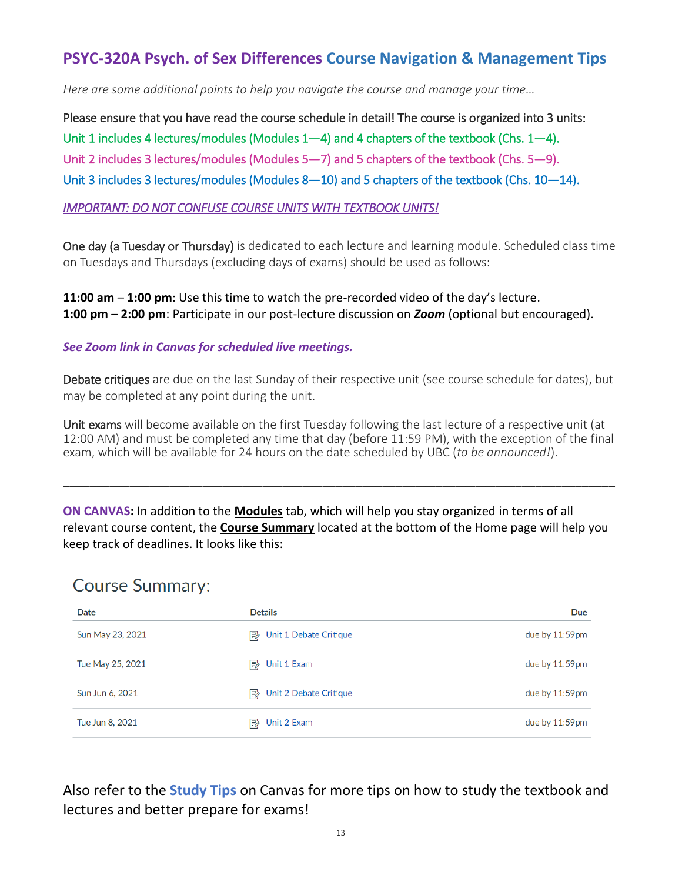## PSYC-320A Psych. of Sex Differences Course Navigation & Management Tips

*Here are some additional points to help you navigate the course and manage your time…*

Please ensure that you have read the course schedule in detail! The course is organized into 3 units:

Unit 1 includes 4 lectures/modules (Modules 1—4) and 4 chapters of the textbook (Chs. 1—4).

Unit 2 includes 3 lectures/modules (Modules 5—7) and 5 chapters of the textbook (Chs. 5—9).

Unit 3 includes 3 lectures/modules (Modules 8—10) and 5 chapters of the textbook (Chs. 10—14).

*IMPORTANT: DO NOT CONFUSE COURSE UNITS WITH TEXTBOOK UNITS!*

One day (a Tuesday or Thursday) is dedicated to each lecture and learning module. Scheduled class time on Tuesdays and Thursdays (excluding days of exams) should be used as follows:

**11:00 am** – **1:00 pm**: Use this time to watch the pre-recorded video of the day's lecture.
**1:00 pm** – **2:00 pm**: Participate in our post-lecture discussion on ***Zoom*** (optional but encouraged).

***See Zoom link in Canvas for scheduled live meetings.***

Debate critiques are due on the last Sunday of their respective unit (see course schedule for dates), but may be completed at any point during the unit.

Unit exams will become available on the first Tuesday following the last lecture of a respective unit (at 12:00 AM) and must be completed any time that day (before 11:59 PM), with the exception of the final exam, which will be available for 24 hours on the date scheduled by UBC (*to be announced!*).

---

**ON CANVAS:** In addition to the **Modules** tab, which will help you stay organized in terms of all relevant course content, the **Course Summary** located at the bottom of the Home page will help you keep track of deadlines. It looks like this:

### Course Summary:

| Date | Details | Due |
|---|---|---|
| Sun May 23, 2021 | Unit 1 Debate Critique | due by 11:59pm |
| Tue May 25, 2021 | Unit 1 Exam | due by 11:59pm |
| Sun Jun 6, 2021 | Unit 2 Debate Critique | due by 11:59pm |
| Tue Jun 8, 2021 | Unit 2 Exam | due by 11:59pm |

Also refer to the **Study Tips** on Canvas for more tips on how to study the textbook and lectures and better prepare for exams!